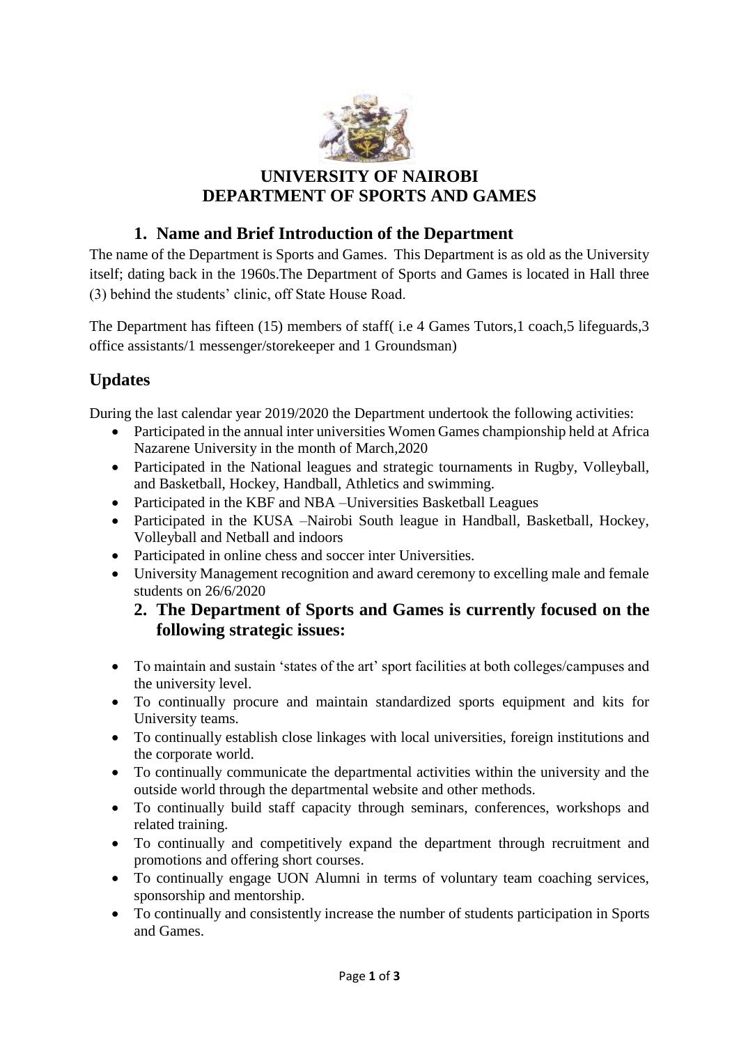# UNIVERSITY OF NAIROBI
# DEPARTMENT OF SPORTS AND GAMES

## 1. Name and Brief Introduction of the Department

The name of the Department is Sports and Games. This Department is as old as the University itself; dating back in the 1960s.The Department of Sports and Games is located in Hall three (3) behind the students' clinic, off State House Road.

The Department has fifteen (15) members of staff( i.e 4 Games Tutors,1 coach,5 lifeguards,3 office assistants/1 messenger/storekeeper and 1 Groundsman)

## Updates

During the last calendar year 2019/2020 the Department undertook the following activities:

- Participated in the annual inter universities Women Games championship held at Africa Nazarene University in the month of March,2020
- Participated in the National leagues and strategic tournaments in Rugby, Volleyball, and Basketball, Hockey, Handball, Athletics and swimming.
- Participated in the KBF and NBA –Universities Basketball Leagues
- Participated in the KUSA –Nairobi South league in Handball, Basketball, Hockey, Volleyball and Netball and indoors
- Participated in online chess and soccer inter Universities.
- University Management recognition and award ceremony to excelling male and female students on 26/6/2020

## 2. The Department of Sports and Games is currently focused on the following strategic issues:

- To maintain and sustain 'states of the art' sport facilities at both colleges/campuses and the university level.
- To continually procure and maintain standardized sports equipment and kits for University teams.
- To continually establish close linkages with local universities, foreign institutions and the corporate world.
- To continually communicate the departmental activities within the university and the outside world through the departmental website and other methods.
- To continually build staff capacity through seminars, conferences, workshops and related training.
- To continually and competitively expand the department through recruitment and promotions and offering short courses.
- To continually engage UON Alumni in terms of voluntary team coaching services, sponsorship and mentorship.
- To continually and consistently increase the number of students participation in Sports and Games.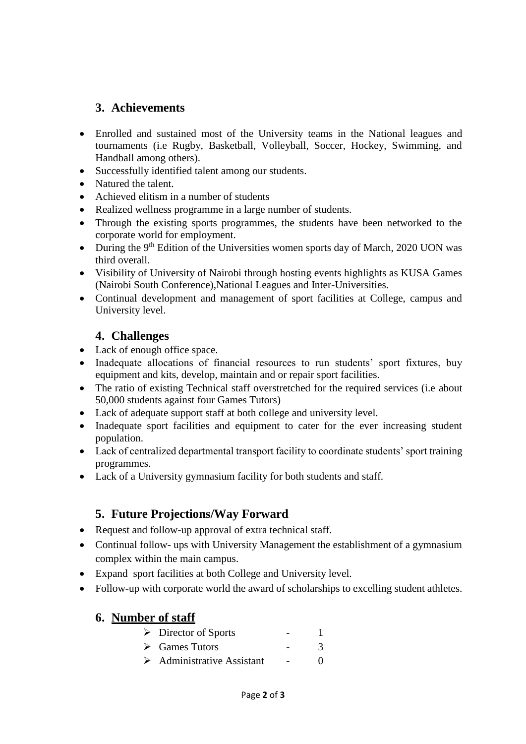## 3. Achievements

- Enrolled and sustained most of the University teams in the National leagues and tournaments (i.e Rugby, Basketball, Volleyball, Soccer, Hockey, Swimming, and Handball among others).
- Successfully identified talent among our students.
- Natured the talent.
- Achieved elitism in a number of students
- Realized wellness programme in a large number of students.
- Through the existing sports programmes, the students have been networked to the corporate world for employment.
- During the 9th Edition of the Universities women sports day of March, 2020 UON was third overall.
- Visibility of University of Nairobi through hosting events highlights as KUSA Games (Nairobi South Conference),National Leagues and Inter-Universities.
- Continual development and management of sport facilities at College, campus and University level.

## 4. Challenges

- Lack of enough office space.
- Inadequate allocations of financial resources to run students' sport fixtures, buy equipment and kits, develop, maintain and or repair sport facilities.
- The ratio of existing Technical staff overstretched for the required services (i.e about 50,000 students against four Games Tutors)
- Lack of adequate support staff at both college and university level.
- Inadequate sport facilities and equipment to cater for the ever increasing student population.
- Lack of centralized departmental transport facility to coordinate students' sport training programmes.
- Lack of a University gymnasium facility for both students and staff.

## 5. Future Projections/Way Forward

- Request and follow-up approval of extra technical staff.
- Continual follow- ups with University Management the establishment of a gymnasium complex within the main campus.
- Expand sport facilities at both College and University level.
- Follow-up with corporate world the award of scholarships to excelling student athletes.

## 6. <u>Number of staff</u>

- Director of Sports - 1
- Games Tutors - 3
- Administrative Assistant - 0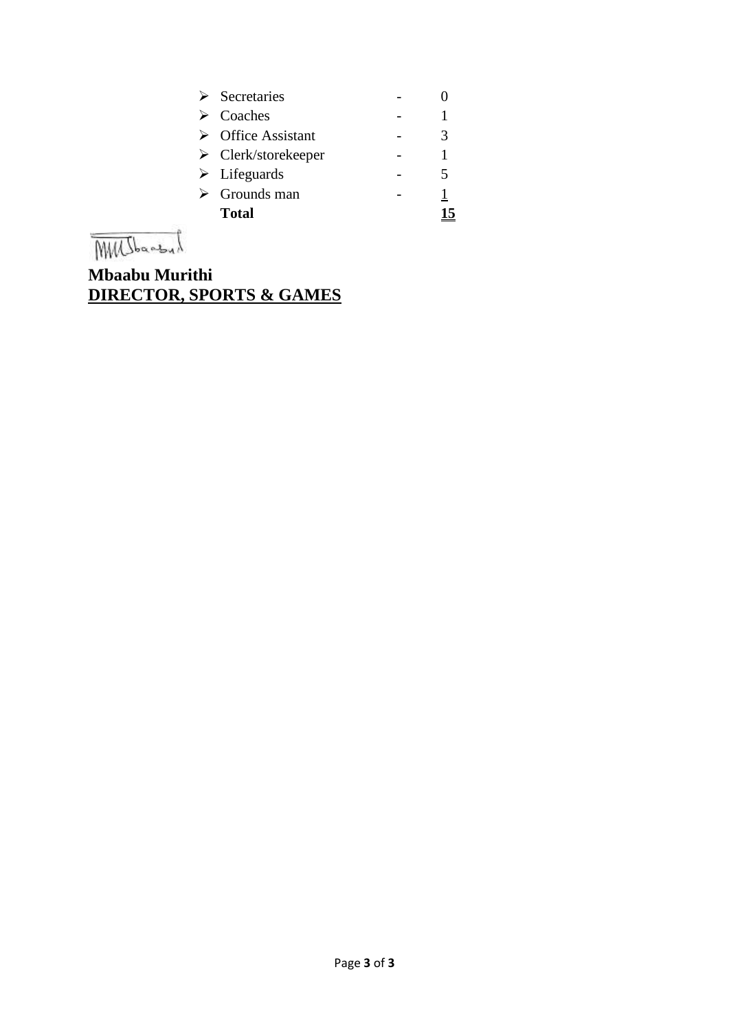- Secretaries - 0
- Coaches - 1
- Office Assistant - 3
- Clerk/storekeeper - 1
- Lifeguards - 5
- Grounds man - 1

**Total** **15**

**Mbaabu Murithi**
**DIRECTOR, SPORTS & GAMES**